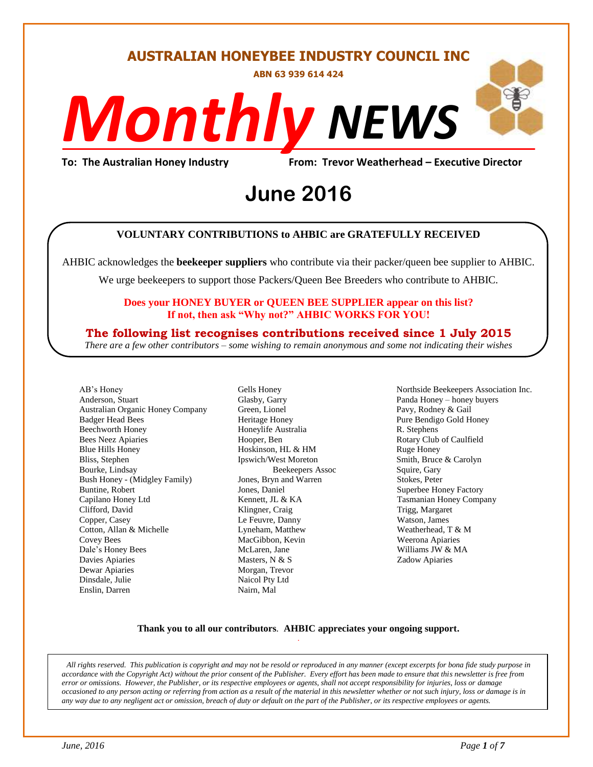# AUSTRALIAN HONEYBEE INDUSTRY COUNCIL INC

**ABN 63 939 614 424**

# *Monthly* NEWS

**To: The Australian Honey Industry** **From: Trevor Weatherhead – Executive Director**

## June 2016

**VOLUNTARY CONTRIBUTIONS to AHBIC are GRATEFULLY RECEIVED**

AHBIC acknowledges the **beekeeper suppliers** who contribute via their packer/queen bee supplier to AHBIC.

We urge beekeepers to support those Packers/Queen Bee Breeders who contribute to AHBIC.

**Does your HONEY BUYER or QUEEN BEE SUPPLIER appear on this list?**
**If not, then ask "Why not?" AHBIC WORKS FOR YOU!**

**The following list recognises contributions received since 1 July 2015**

*There are a few other contributors – some wishing to remain anonymous and some not indicating their wishes*

AB's Honey
Anderson, Stuart
Australian Organic Honey Company
Badger Head Bees
Beechworth Honey
Bees Neez Apiaries
Blue Hills Honey
Bliss, Stephen
Bourke, Lindsay
Bush Honey - (Midgley Family)
Buntine, Robert
Capilano Honey Ltd
Clifford, David
Copper, Casey
Cotton, Allan & Michelle
Covey Bees
Dale's Honey Bees
Davies Apiaries
Dewar Apiaries
Dinsdale, Julie
Enslin, Darren
Gells Honey
Glasby, Garry
Green, Lionel
Heritage Honey
Honeylife Australia
Hooper, Ben
Hoskinson, HL & HM
Ipswich/West Moreton Beekeepers Assoc
Jones, Bryn and Warren
Jones, Daniel
Kennett, JL & KA
Klingner, Craig
Le Feuvre, Danny
Lyneham, Matthew
MacGibbon, Kevin
McLaren, Jane
Masters, N & S
Morgan, Trevor
Naicol Pty Ltd
Nairn, Mal
Northside Beekeepers Association Inc.
Panda Honey – honey buyers
Pavy, Rodney & Gail
Pure Bendigo Gold Honey
R. Stephens
Rotary Club of Caulfield
Ruge Honey
Smith, Bruce & Carolyn
Squire, Gary
Stokes, Peter
Superbee Honey Factory
Tasmanian Honey Company
Trigg, Margaret
Watson, James
Weatherhead, T & M
Weerona Apiaries
Williams JW & MA
Zadow Apiaries

**Thank you to all our contributors**. **AHBIC appreciates your ongoing support.**

*All rights reserved. This publication is copyright and may not be resold or reproduced in any manner (except excerpts for bona fide study purpose in accordance with the Copyright Act) without the prior consent of the Publisher. Every effort has been made to ensure that this newsletter is free from error or omissions. However, the Publisher, or its respective employees or agents, shall not accept responsibility for injuries, loss or damage occasioned to any person acting or referring from action as a result of the material in this newsletter whether or not such injury, loss or damage is in any way due to any negligent act or omission, breach of duty or default on the part of the Publisher, or its respective employees or agents.*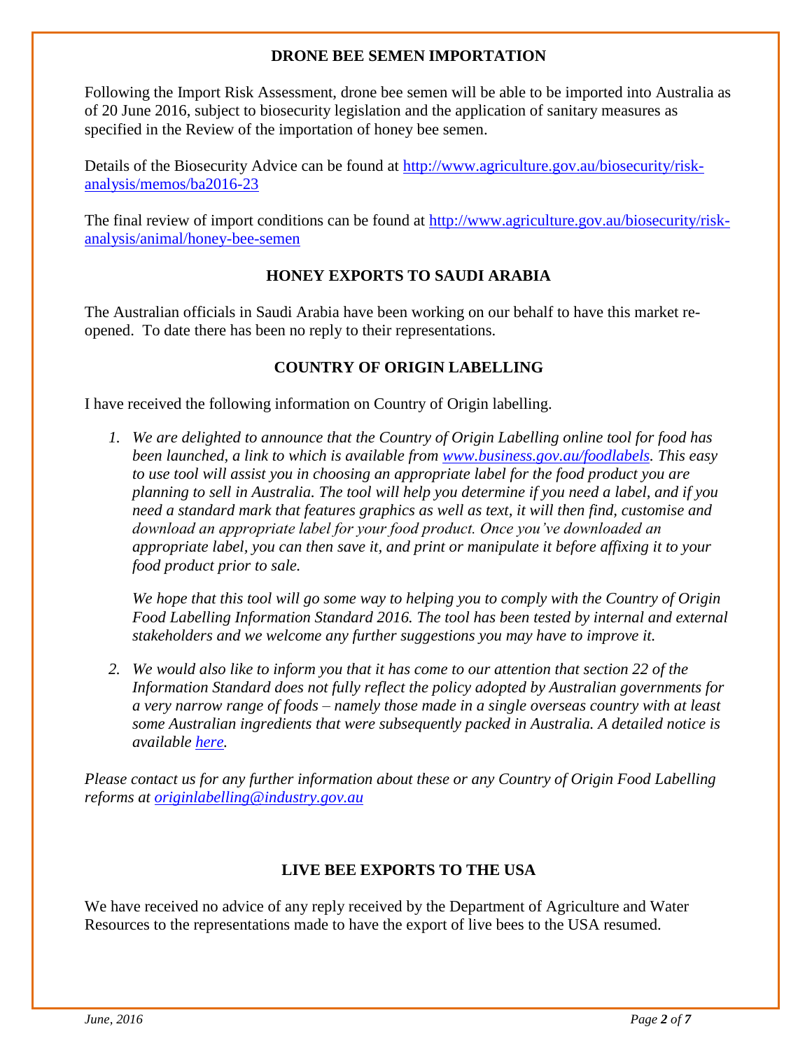## DRONE BEE SEMEN IMPORTATION

Following the Import Risk Assessment, drone bee semen will be able to be imported into Australia as of 20 June 2016, subject to biosecurity legislation and the application of sanitary measures as specified in the Review of the importation of honey bee semen.

Details of the Biosecurity Advice can be found at [http://www.agriculture.gov.au/biosecurity/risk-analysis/memos/ba2016-23](http://www.agriculture.gov.au/biosecurity/risk-analysis/memos/ba2016-23)

The final review of import conditions can be found at [http://www.agriculture.gov.au/biosecurity/risk-analysis/animal/honey-bee-semen](http://www.agriculture.gov.au/biosecurity/risk-analysis/animal/honey-bee-semen)

## HONEY EXPORTS TO SAUDI ARABIA

The Australian officials in Saudi Arabia have been working on our behalf to have this market re-opened. To date there has been no reply to their representations.

## COUNTRY OF ORIGIN LABELLING

I have received the following information on Country of Origin labelling.

1. *We are delighted to announce that the Country of Origin Labelling online tool for food has been launched, a link to which is available from [www.business.gov.au/foodlabels](http://www.business.gov.au/foodlabels). This easy to use tool will assist you in choosing an appropriate label for the food product you are planning to sell in Australia. The tool will help you determine if you need a label, and if you need a standard mark that features graphics as well as text, it will then find, customise and download an appropriate label for your food product. Once you've downloaded an appropriate label, you can then save it, and print or manipulate it before affixing it to your food product prior to sale.*

   *We hope that this tool will go some way to helping you to comply with the Country of Origin Food Labelling Information Standard 2016. The tool has been tested by internal and external stakeholders and we welcome any further suggestions you may have to improve it.*

2. *We would also like to inform you that it has come to our attention that section 22 of the Information Standard does not fully reflect the policy adopted by Australian governments for a very narrow range of foods – namely those made in a single overseas country with at least some Australian ingredients that were subsequently packed in Australia. A detailed notice is available here.*

*Please contact us for any further information about these or any Country of Origin Food Labelling reforms at [originlabelling@industry.gov.au](mailto:originlabelling@industry.gov.au)*

## LIVE BEE EXPORTS TO THE USA

We have received no advice of any reply received by the Department of Agriculture and Water Resources to the representations made to have the export of live bees to the USA resumed.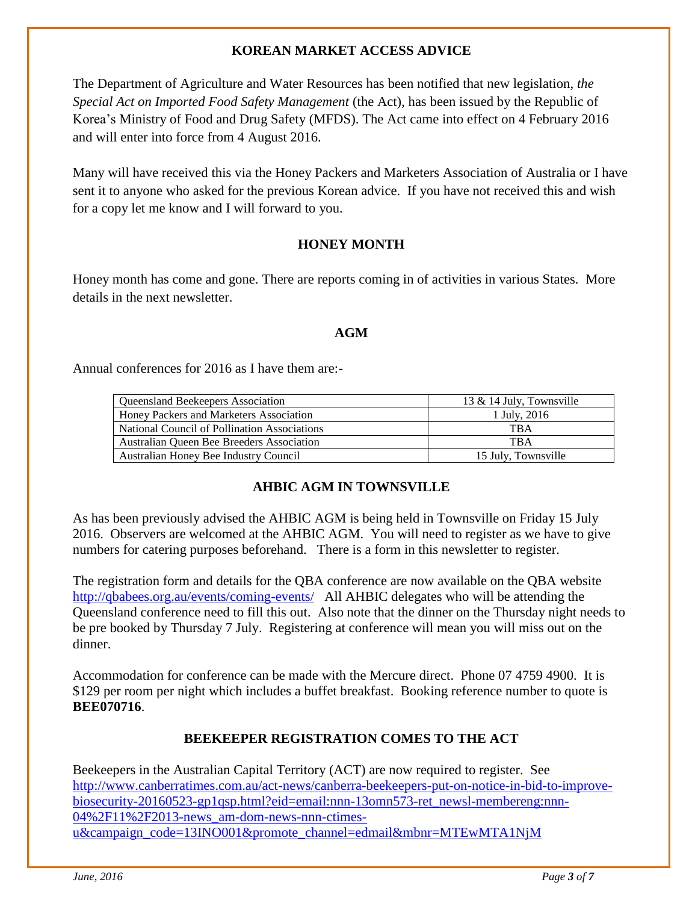## KOREAN MARKET ACCESS ADVICE

The Department of Agriculture and Water Resources has been notified that new legislation, *the Special Act on Imported Food Safety Management* (the Act), has been issued by the Republic of Korea's Ministry of Food and Drug Safety (MFDS). The Act came into effect on 4 February 2016 and will enter into force from 4 August 2016.

Many will have received this via the Honey Packers and Marketers Association of Australia or I have sent it to anyone who asked for the previous Korean advice. If you have not received this and wish for a copy let me know and I will forward to you.

## HONEY MONTH

Honey month has come and gone. There are reports coming in of activities in various States. More details in the next newsletter.

## AGM

Annual conferences for 2016 as I have them are:-

| Organisation | Date |
|---|---|
| Queensland Beekeepers Association | 13 & 14 July, Townsville |
| Honey Packers and Marketers Association | 1 July, 2016 |
| National Council of Pollination Associations | TBA |
| Australian Queen Bee Breeders Association | TBA |
| Australian Honey Bee Industry Council | 15 July, Townsville |

## AHBIC AGM IN TOWNSVILLE

As has been previously advised the AHBIC AGM is being held in Townsville on Friday 15 July 2016. Observers are welcomed at the AHBIC AGM. You will need to register as we have to give numbers for catering purposes beforehand. There is a form in this newsletter to register.

The registration form and details for the QBA conference are now available on the QBA website http://qbabees.org.au/events/coming-events/ All AHBIC delegates who will be attending the Queensland conference need to fill this out. Also note that the dinner on the Thursday night needs to be pre booked by Thursday 7 July. Registering at conference will mean you will miss out on the dinner.

Accommodation for conference can be made with the Mercure direct. Phone 07 4759 4900. It is $129 per room per night which includes a buffet breakfast. Booking reference number to quote is **BEE070716**.

## BEEKEEPER REGISTRATION COMES TO THE ACT

Beekeepers in the Australian Capital Territory (ACT) are now required to register. See http://www.canberratimes.com.au/act-news/canberra-beekeepers-put-on-notice-in-bid-to-improve-biosecurity-20160523-gp1qsp.html?eid=email:nnn-13omn573-ret_newsl-membereng:nnn-04%2F11%2F2013-news_am-dom-news-nnn-ctimes-u&campaign_code=13INO001&promote_channel=edmail&mbnr=MTEwMTA1NjM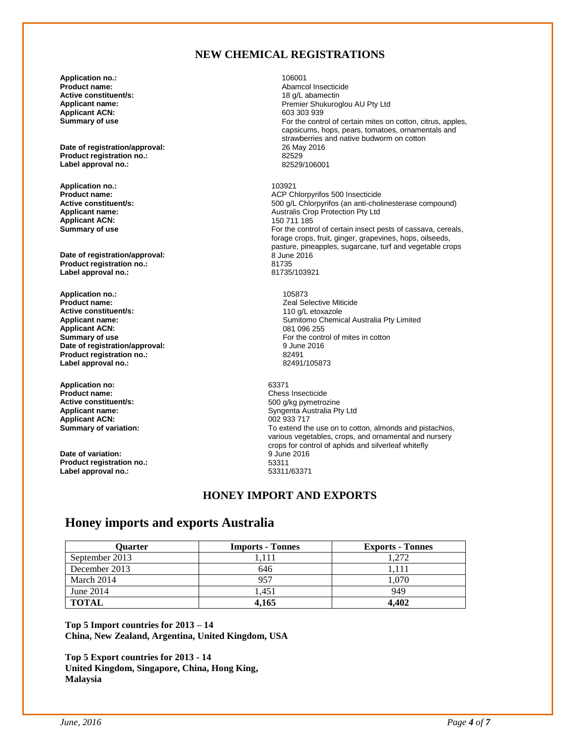## NEW CHEMICAL REGISTRATIONS

**Application no.:** 106001
**Product name:** Abamcol Insecticide
**Active constituent/s:** 18 g/L abamectin
**Applicant name:** Premier Shukuroglou AU Pty Ltd
**Applicant ACN:** 603 303 939
**Summary of use** For the control of certain mites on cotton, citrus, apples, capsicums, hops, pears, tomatoes, ornamentals and strawberries and native budworm on cotton
**Date of registration/approval:** 26 May 2016
**Product registration no.:** 82529
**Label approval no.:** 82529/106001

**Application no.:** 103921
**Product name:** ACP Chlorpyrifos 500 Insecticide
**Active constituent/s:** 500 g/L Chlorpyrifos (an anti-cholinesterase compound)
**Applicant name:** Australis Crop Protection Pty Ltd
**Applicant ACN:** 150 711 185
**Summary of use** For the control of certain insect pests of cassava, cereals, forage crops, fruit, ginger, grapevines, hops, oilseeds, pasture, pineapples, sugarcane, turf and vegetable crops
**Date of registration/approval:** 8 June 2016
**Product registration no.:** 81735
**Label approval no.:** 81735/103921

**Application no.:** 105873
**Product name:** Zeal Selective Miticide
**Active constituent/s:** 110 g/L etoxazole
**Applicant name:** Sumitomo Chemical Australia Pty Limited
**Applicant ACN:** 081 096 255
**Summary of use** For the control of mites in cotton
**Date of registration/approval:** 9 June 2016
**Product registration no.:** 82491
**Label approval no.:** 82491/105873

**Application no:** 63371
**Product name:** Chess Insecticide
**Active constituent/s:** 500 g/kg pymetrozine
**Applicant name:** Syngenta Australia Pty Ltd
**Applicant ACN:** 002 933 717
**Summary of variation:** To extend the use on to cotton, almonds and pistachios, various vegetables, crops, and ornamental and nursery crops for control of aphids and silverleaf whitefly
**Date of variation:** 9 June 2016
**Product registration no.:** 53311
**Label approval no.:** 53311/63371

## HONEY IMPORT AND EXPORTS

# Honey imports and exports Australia

| Quarter | Imports - Tonnes | Exports - Tonnes |
|---|---|---|
| September 2013 | 1,111 | 1,272 |
| December 2013 | 646 | 1,111 |
| March 2014 | 957 | 1,070 |
| June 2014 | 1,451 | 949 |
| **TOTAL** | **4,165** | **4,402** |

**Top 5 Import countries for 2013 – 14**
**China, New Zealand, Argentina, United Kingdom, USA**

**Top 5 Export countries for 2013 - 14**
**United Kingdom, Singapore, China, Hong King, Malaysia**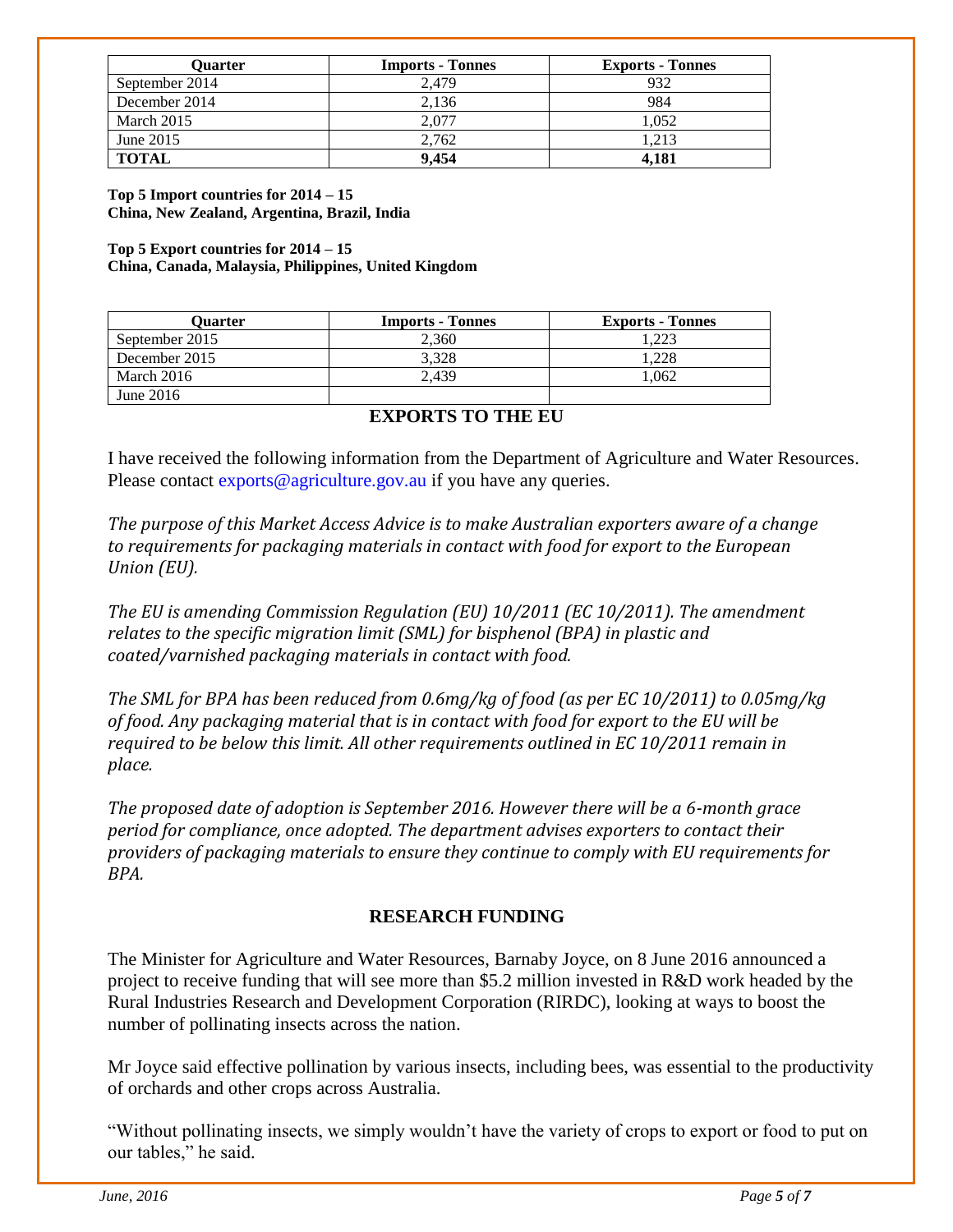| Quarter | Imports - Tonnes | Exports - Tonnes |
|---|---|---|
| September 2014 | 2,479 | 932 |
| December 2014 | 2,136 | 984 |
| March 2015 | 2,077 | 1,052 |
| June 2015 | 2,762 | 1,213 |
| **TOTAL** | **9,454** | **4,181** |

**Top 5 Import countries for 2014 – 15**
**China, New Zealand, Argentina, Brazil, India**

**Top 5 Export countries for 2014 – 15**
**China, Canada, Malaysia, Philippines, United Kingdom**

| Quarter | Imports - Tonnes | Exports - Tonnes |
|---|---|---|
| September 2015 | 2,360 | 1,223 |
| December 2015 | 3,328 | 1,228 |
| March 2016 | 2,439 | 1,062 |
| June 2016 | | |

## EXPORTS TO THE EU

I have received the following information from the Department of Agriculture and Water Resources. Please contact exports@agriculture.gov.au if you have any queries.

*The purpose of this Market Access Advice is to make Australian exporters aware of a change to requirements for packaging materials in contact with food for export to the European Union (EU).*

*The EU is amending Commission Regulation (EU) 10/2011 (EC 10/2011). The amendment relates to the specific migration limit (SML) for bisphenol (BPA) in plastic and coated/varnished packaging materials in contact with food.*

*The SML for BPA has been reduced from 0.6mg/kg of food (as per EC 10/2011) to 0.05mg/kg of food. Any packaging material that is in contact with food for export to the EU will be required to be below this limit. All other requirements outlined in EC 10/2011 remain in place.*

*The proposed date of adoption is September 2016. However there will be a 6-month grace period for compliance, once adopted. The department advises exporters to contact their providers of packaging materials to ensure they continue to comply with EU requirements for BPA.*

## RESEARCH FUNDING

The Minister for Agriculture and Water Resources, Barnaby Joyce, on 8 June 2016 announced a project to receive funding that will see more than $5.2 million invested in R&D work headed by the Rural Industries Research and Development Corporation (RIRDC), looking at ways to boost the number of pollinating insects across the nation.

Mr Joyce said effective pollination by various insects, including bees, was essential to the productivity of orchards and other crops across Australia.

"Without pollinating insects, we simply wouldn't have the variety of crops to export or food to put on our tables," he said.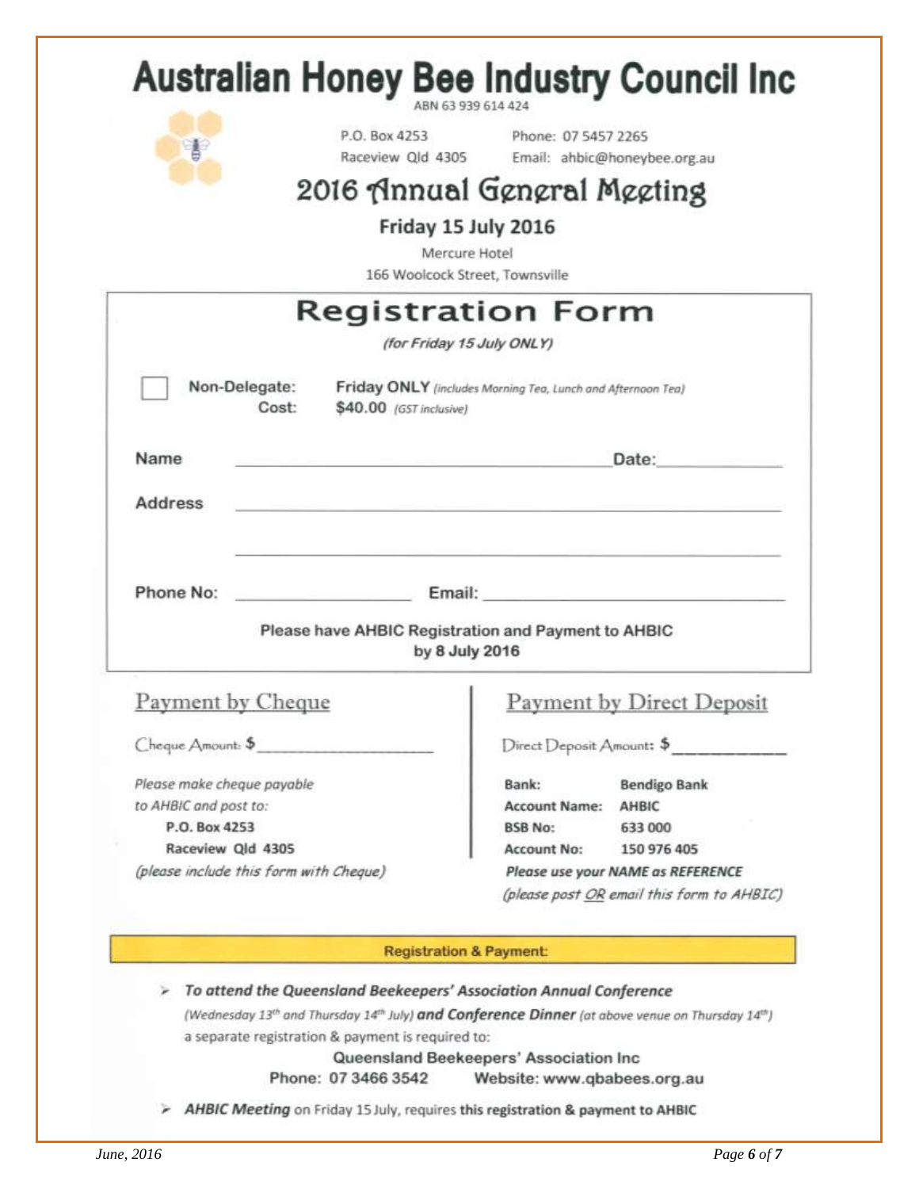# Australian Honey Bee Industry Council Inc

ABN 63 939 614 424

P.O. Box 4253
Raceview Qld 4305

Phone: 07 5457 2265
Email: ahbic@honeybee.org.au

## 2016 Annual General Meeting

**Friday 15 July 2016**

Mercure Hotel
166 Woolcock Street, Townsville

## Registration Form

*(for Friday 15 July ONLY)*

☐ **Non-Delegate:** **Friday ONLY** *(includes Morning Tea, Lunch and Afternoon Tea)*
**Cost:** **$40.00** *(GST inclusive)*

**Name** ______________________________ **Date:** ______________

**Address** ______________________________________________

______________________________________________

**Phone No:** ______________ **Email:** ______________________

**Please have AHBIC Registration and Payment to AHBIC by 8 July 2016**

### Payment by Cheque

Cheque Amount: $ __________________

*Please make cheque payable to AHBIC and post to:*

**P.O. Box 4253**
**Raceview Qld 4305**

*(please include this form with Cheque)*

### Payment by Direct Deposit

Direct Deposit Amount: $ ____________

| | |
|---|---|
| **Bank:** | **Bendigo Bank** |
| **Account Name:** | **AHBIC** |
| **BSB No:** | **633 000** |
| **Account No:** | **150 976 405** |

***Please use your NAME as REFERENCE***

*(please post OR email this form to AHBIC)*

**Registration & Payment:**

- ***To attend the Queensland Beekeepers' Association Annual Conference*** *(Wednesday 13th and Thursday 14th July)* ***and Conference Dinner*** *(at above venue on Thursday 14th)* a separate registration & payment is required to:

  Queensland Beekeepers' Association Inc
  Phone: 07 3466 3542 Website: www.qbabees.org.au

- ***AHBIC Meeting*** on Friday 15 July, requires **this registration & payment to AHBIC**

*June, 2016*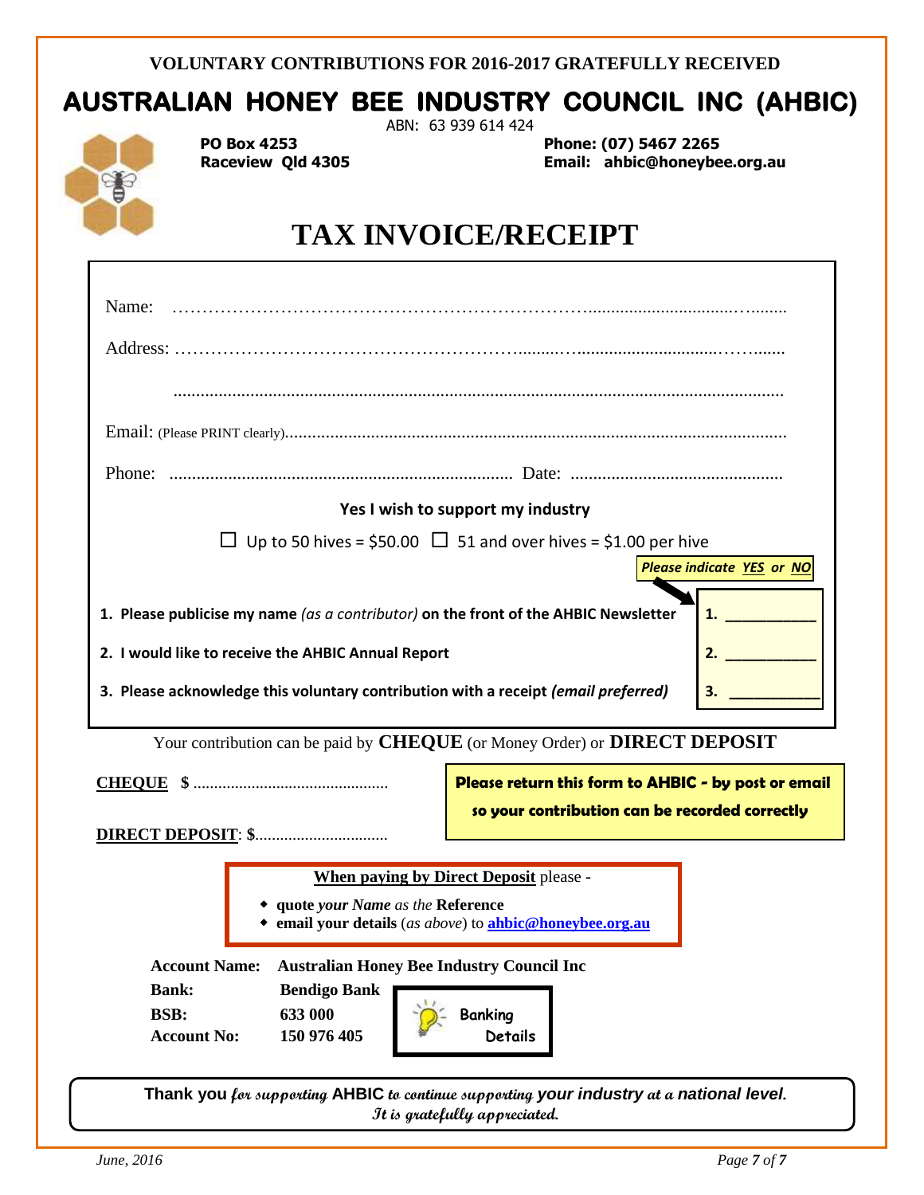**VOLUNTARY CONTRIBUTIONS FOR 2016-2017 GRATEFULLY RECEIVED**

# AUSTRALIAN HONEY BEE INDUSTRY COUNCIL INC (AHBIC)

ABN: 63 939 614 424

**PO Box 4253**
**Raceview Qld 4305**

**Phone: (07) 5467 2265**
**Email: ahbic@honeybee.org.au**

# TAX INVOICE/RECEIPT

Name: ……………………………………………………………………………………………

Address: ……………………………………………………………………………………………

……………………………………………………………………………………………

Email: (Please PRINT clearly)……………………………………………………………………

Phone: …………………………………………… Date: ……………………………………

**Yes I wish to support my industry**

☐ Up to 50 hives = $50.00 ☐ 51 and over hives = $1.00 per hive

***Please indicate YES or NO***

| | |
|---|---|
| **1. Please publicise my name** *(as a contributor)* **on the front of the AHBIC Newsletter** | **1.** ________ |
| **2. I would like to receive the AHBIC Annual Report** | **2.** ________ |
| **3. Please acknowledge this voluntary contribution with a receipt** ***(email preferred)*** | **3.** ________ |

Your contribution can be paid by **CHEQUE** (or Money Order) or **DIRECT DEPOSIT**

**CHEQUE $** ……………………………………

**DIRECT DEPOSIT: $**……………………………

**Please return this form to AHBIC - by post or email so your contribution can be recorded correctly**

**When paying by Direct Deposit** please -

- **quote** ***your Name*** *as the* **Reference**
- **email your details** (*as above*) to **ahbic@honeybee.org.au**

| | |
|---|---|
| **Account Name:** | **Australian Honey Bee Industry Council Inc** |
| **Bank:** | **Bendigo Bank** |
| **BSB:** | **633 000** |
| **Account No:** | **150 976 405** |

Banking Details

**Thank you** *for supporting* **AHBIC** *to continue supporting* ***your industry*** *at a* ***national level.*** *It is gratefully appreciated.*

*June, 2016*